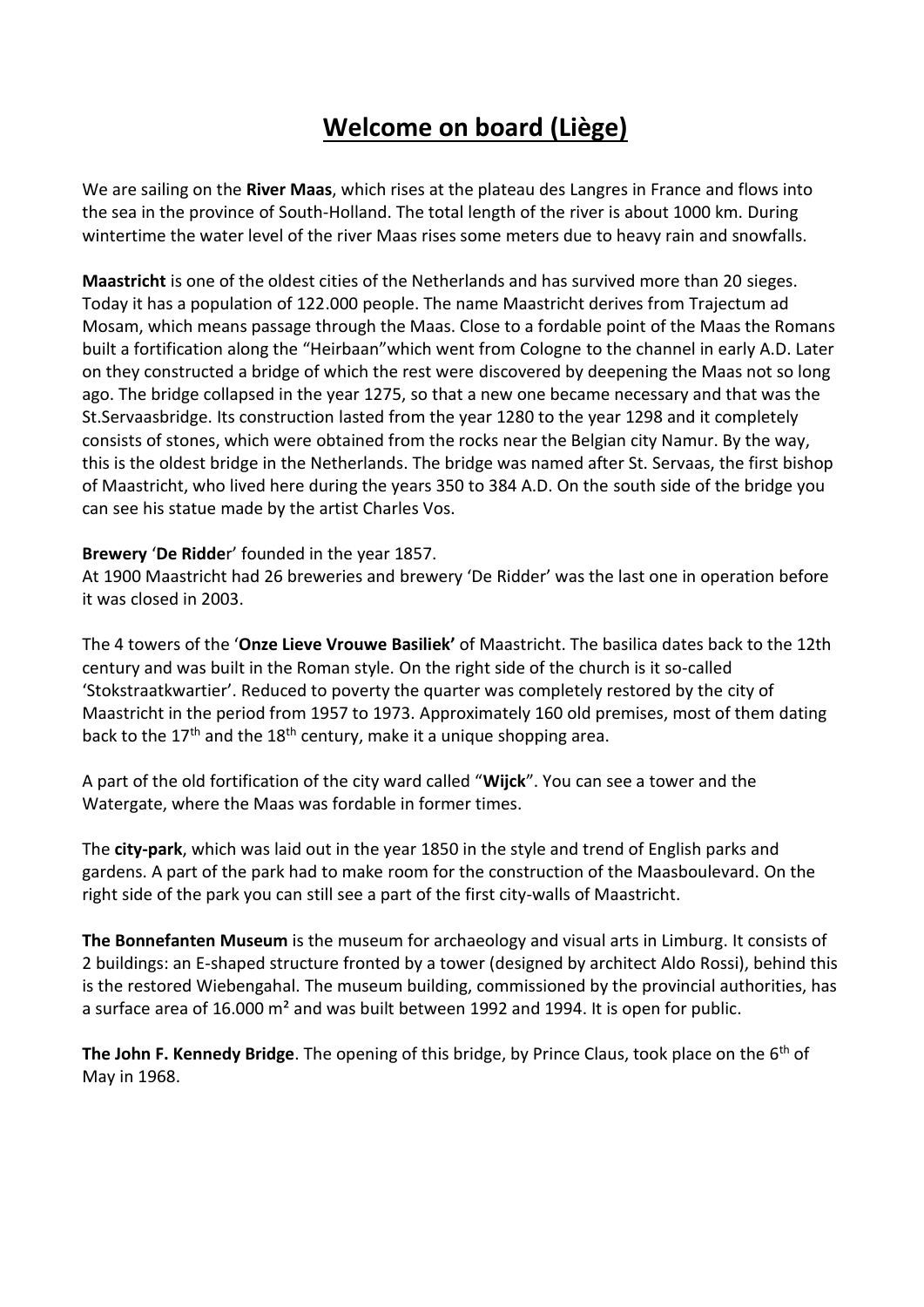# Welcome on board (Liège)

We are sailing on the **River Maas**, which rises at the plateau des Langres in France and flows into the sea in the province of South-Holland. The total length of the river is about 1000 km. During wintertime the water level of the river Maas rises some meters due to heavy rain and snowfalls.

**Maastricht** is one of the oldest cities of the Netherlands and has survived more than 20 sieges. Today it has a population of 122.000 people. The name Maastricht derives from Trajectum ad Mosam, which means passage through the Maas. Close to a fordable point of the Maas the Romans built a fortification along the "Heirbaan"which went from Cologne to the channel in early A.D. Later on they constructed a bridge of which the rest were discovered by deepening the Maas not so long ago. The bridge collapsed in the year 1275, so that a new one became necessary and that was the St.Servaasbridge. Its construction lasted from the year 1280 to the year 1298 and it completely consists of stones, which were obtained from the rocks near the Belgian city Namur. By the way, this is the oldest bridge in the Netherlands. The bridge was named after St. Servaas, the first bishop of Maastricht, who lived here during the years 350 to 384 A.D. On the south side of the bridge you can see his statue made by the artist Charles Vos.

**Brewery** '**De Ridde**r' founded in the year 1857.
At 1900 Maastricht had 26 breweries and brewery 'De Ridder' was the last one in operation before it was closed in 2003.

The 4 towers of the '**Onze Lieve Vrouwe Basiliek'** of Maastricht. The basilica dates back to the 12th century and was built in the Roman style. On the right side of the church is it so-called 'Stokstraatkwartier'. Reduced to poverty the quarter was completely restored by the city of Maastricht in the period from 1957 to 1973. Approximately 160 old premises, most of them dating back to the 17th and the 18th century, make it a unique shopping area.

A part of the old fortification of the city ward called "**Wijck**". You can see a tower and the Watergate, where the Maas was fordable in former times.

The **city-park**, which was laid out in the year 1850 in the style and trend of English parks and gardens. A part of the park had to make room for the construction of the Maasboulevard. On the right side of the park you can still see a part of the first city-walls of Maastricht.

**The Bonnefanten Museum** is the museum for archaeology and visual arts in Limburg. It consists of 2 buildings: an E-shaped structure fronted by a tower (designed by architect Aldo Rossi), behind this is the restored Wiebengahal. The museum building, commissioned by the provincial authorities, has a surface area of 16.000 m² and was built between 1992 and 1994. It is open for public.

**The John F. Kennedy Bridge**. The opening of this bridge, by Prince Claus, took place on the 6th of May in 1968.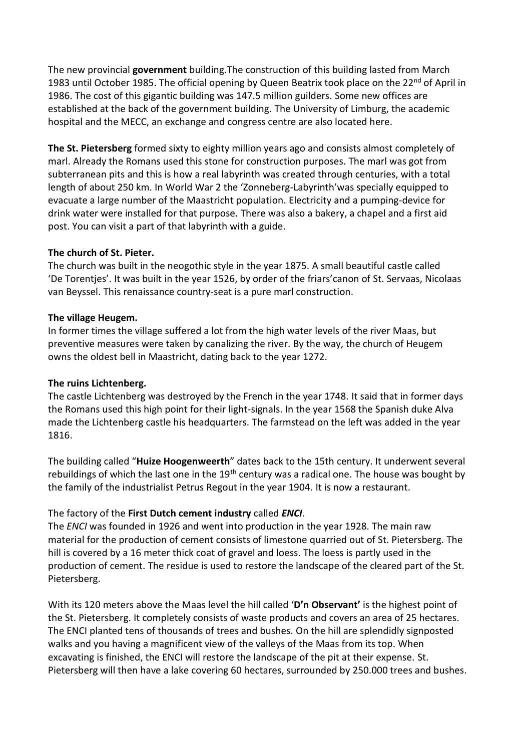The new provincial **government** building.The construction of this building lasted from March 1983 until October 1985. The official opening by Queen Beatrix took place on the 22nd of April in 1986. The cost of this gigantic building was 147.5 million guilders. Some new offices are established at the back of the government building. The University of Limburg, the academic hospital and the MECC, an exchange and congress centre are also located here.

**The St. Pietersberg** formed sixty to eighty million years ago and consists almost completely of marl. Already the Romans used this stone for construction purposes. The marl was got from subterranean pits and this is how a real labyrinth was created through centuries, with a total length of about 250 km. In World War 2 the 'Zonneberg-Labyrinth'was specially equipped to evacuate a large number of the Maastricht population. Electricity and a pumping-device for drink water were installed for that purpose. There was also a bakery, a chapel and a first aid post. You can visit a part of that labyrinth with a guide.

**The church of St. Pieter.**

The church was built in the neogothic style in the year 1875. A small beautiful castle called 'De Torentjes'. It was built in the year 1526, by order of the friars'canon of St. Servaas, Nicolaas van Beyssel. This renaissance country-seat is a pure marl construction.

**The village Heugem.**

In former times the village suffered a lot from the high water levels of the river Maas, but preventive measures were taken by canalizing the river. By the way, the church of Heugem owns the oldest bell in Maastricht, dating back to the year 1272.

**The ruins Lichtenberg.**

The castle Lichtenberg was destroyed by the French in the year 1748. It said that in former days the Romans used this high point for their light-signals. In the year 1568 the Spanish duke Alva made the Lichtenberg castle his headquarters. The farmstead on the left was added in the year 1816.

The building called "**Huize Hoogenweerth**" dates back to the 15th century. It underwent several rebuildings of which the last one in the 19th century was a radical one. The house was bought by the family of the industrialist Petrus Regout in the year 1904. It is now a restaurant.

The factory of the **First Dutch cement industry** called ***ENCI***.

The *ENCI* was founded in 1926 and went into production in the year 1928. The main raw material for the production of cement consists of limestone quarried out of St. Pietersberg. The hill is covered by a 16 meter thick coat of gravel and loess. The loess is partly used in the production of cement. The residue is used to restore the landscape of the cleared part of the St. Pietersberg.

With its 120 meters above the Maas level the hill called '**D'n Observant'** is the highest point of the St. Pietersberg. It completely consists of waste products and covers an area of 25 hectares. The ENCI planted tens of thousands of trees and bushes. On the hill are splendidly signposted walks and you having a magnificent view of the valleys of the Maas from its top. When excavating is finished, the ENCI will restore the landscape of the pit at their expense. St. Pietersberg will then have a lake covering 60 hectares, surrounded by 250.000 trees and bushes.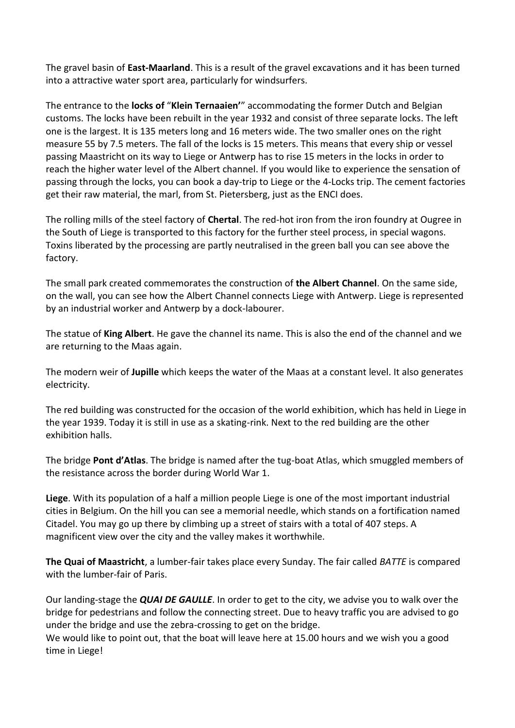The gravel basin of **East-Maarland**. This is a result of the gravel excavations and it has been turned into a attractive water sport area, particularly for windsurfers.

The entrance to the **locks of** “**Klein Ternaaien’**” accommodating the former Dutch and Belgian customs. The locks have been rebuilt in the year 1932 and consist of three separate locks. The left one is the largest. It is 135 meters long and 16 meters wide. The two smaller ones on the right measure 55 by 7.5 meters. The fall of the locks is 15 meters. This means that every ship or vessel passing Maastricht on its way to Liege or Antwerp has to rise 15 meters in the locks in order to reach the higher water level of the Albert channel. If you would like to experience the sensation of passing through the locks, you can book a day-trip to Liege or the 4-Locks trip. The cement factories get their raw material, the marl, from St. Pietersberg, just as the ENCI does.

The rolling mills of the steel factory of **Chertal**. The red-hot iron from the iron foundry at Ougree in the South of Liege is transported to this factory for the further steel process, in special wagons. Toxins liberated by the processing are partly neutralised in the green ball you can see above the factory.

The small park created commemorates the construction of **the Albert Channel**. On the same side, on the wall, you can see how the Albert Channel connects Liege with Antwerp. Liege is represented by an industrial worker and Antwerp by a dock-labourer.

The statue of **King Albert**. He gave the channel its name. This is also the end of the channel and we are returning to the Maas again.

The modern weir of **Jupille** which keeps the water of the Maas at a constant level. It also generates electricity.

The red building was constructed for the occasion of the world exhibition, which has held in Liege in the year 1939. Today it is still in use as a skating-rink. Next to the red building are the other exhibition halls.

The bridge **Pont d’Atlas**. The bridge is named after the tug-boat Atlas, which smuggled members of the resistance across the border during World War 1.

**Liege**. With its population of a half a million people Liege is one of the most important industrial cities in Belgium. On the hill you can see a memorial needle, which stands on a fortification named Citadel. You may go up there by climbing up a street of stairs with a total of 407 steps. A magnificent view over the city and the valley makes it worthwhile.

**The Quai of Maastricht**, a lumber-fair takes place every Sunday. The fair called *BATTE* is compared with the lumber-fair of Paris.

Our landing-stage the ***QUAI DE GAULLE***. In order to get to the city, we advise you to walk over the bridge for pedestrians and follow the connecting street. Due to heavy traffic you are advised to go under the bridge and use the zebra-crossing to get on the bridge.
We would like to point out, that the boat will leave here at 15.00 hours and we wish you a good time in Liege!